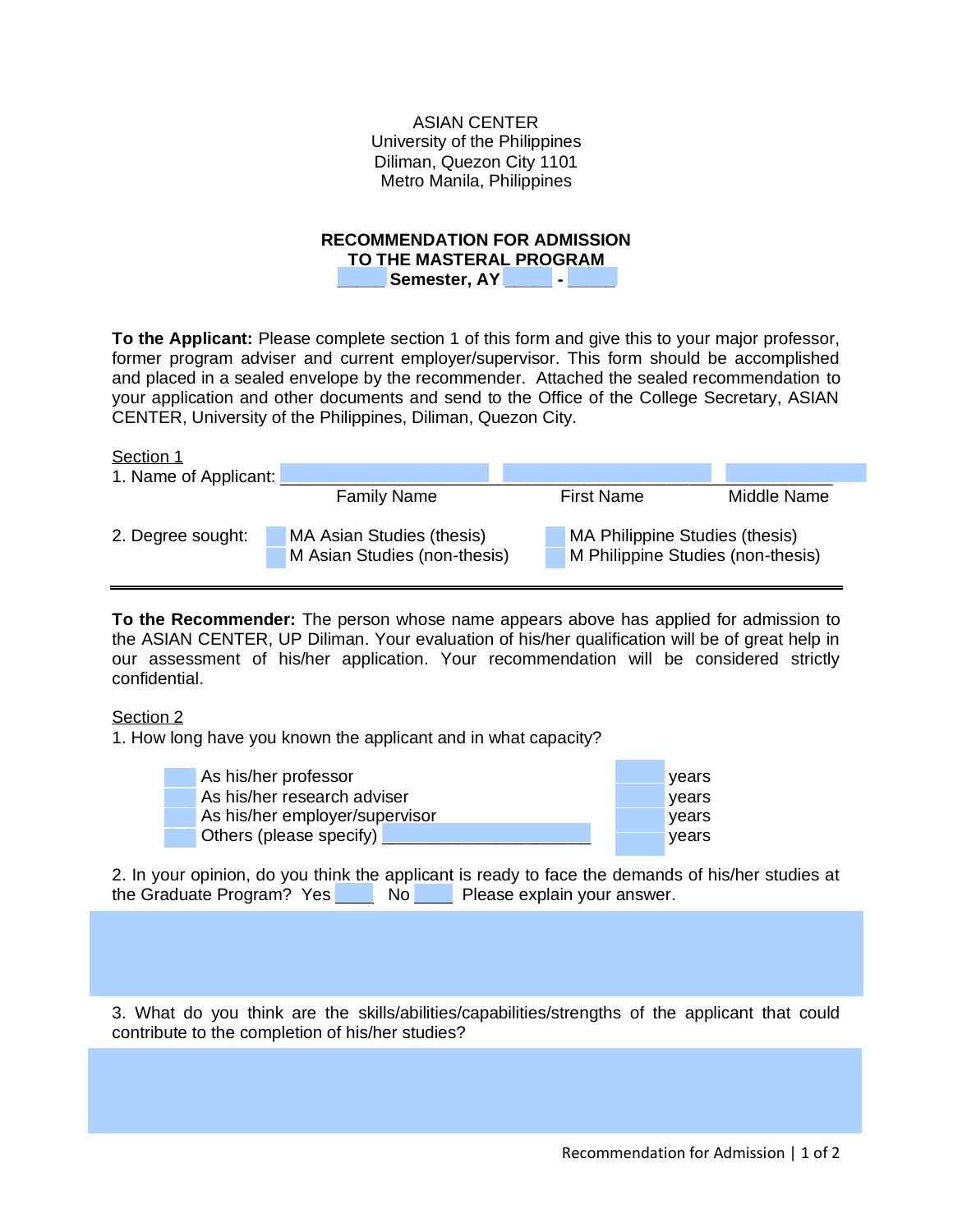ASIAN CENTER
University of the Philippines
Diliman, Quezon City 1101
Metro Manila, Philippines

**RECOMMENDATION FOR ADMISSION**
**TO THE MASTERAL PROGRAM**
**_____ Semester, AY _____ - _____**

**To the Applicant:** Please complete section 1 of this form and give this to your major professor, former program adviser and current employer/supervisor. This form should be accomplished and placed in a sealed envelope by the recommender. Attached the sealed recommendation to your application and other documents and send to the Office of the College Secretary, ASIAN CENTER, University of the Philippines, Diliman, Quezon City.

Section 1

1. Name of Applicant: ______________________________________________

   Family Name &nbsp;&nbsp;&nbsp; First Name &nbsp;&nbsp;&nbsp; Middle Name

2. Degree sought:
   - ☐ MA Asian Studies (thesis)
   - ☐ M Asian Studies (non-thesis)
   - ☐ MA Philippine Studies (thesis)
   - ☐ M Philippine Studies (non-thesis)

---

**To the Recommender:** The person whose name appears above has applied for admission to the ASIAN CENTER, UP Diliman. Your evaluation of his/her qualification will be of great help in our assessment of his/her application. Your recommendation will be considered strictly confidential.

Section 2

1. How long have you known the applicant and in what capacity?

   - ☐ As his/her professor ______ years
   - ☐ As his/her research adviser ______ years
   - ☐ As his/her employer/supervisor ______ years
   - ☐ Others (please specify) ______________________ ______ years

2. In your opinion, do you think the applicant is ready to face the demands of his/her studies at the Graduate Program? Yes ____ No ____ Please explain your answer.

3. What do you think are the skills/abilities/capabilities/strengths of the applicant that could contribute to the completion of his/her studies?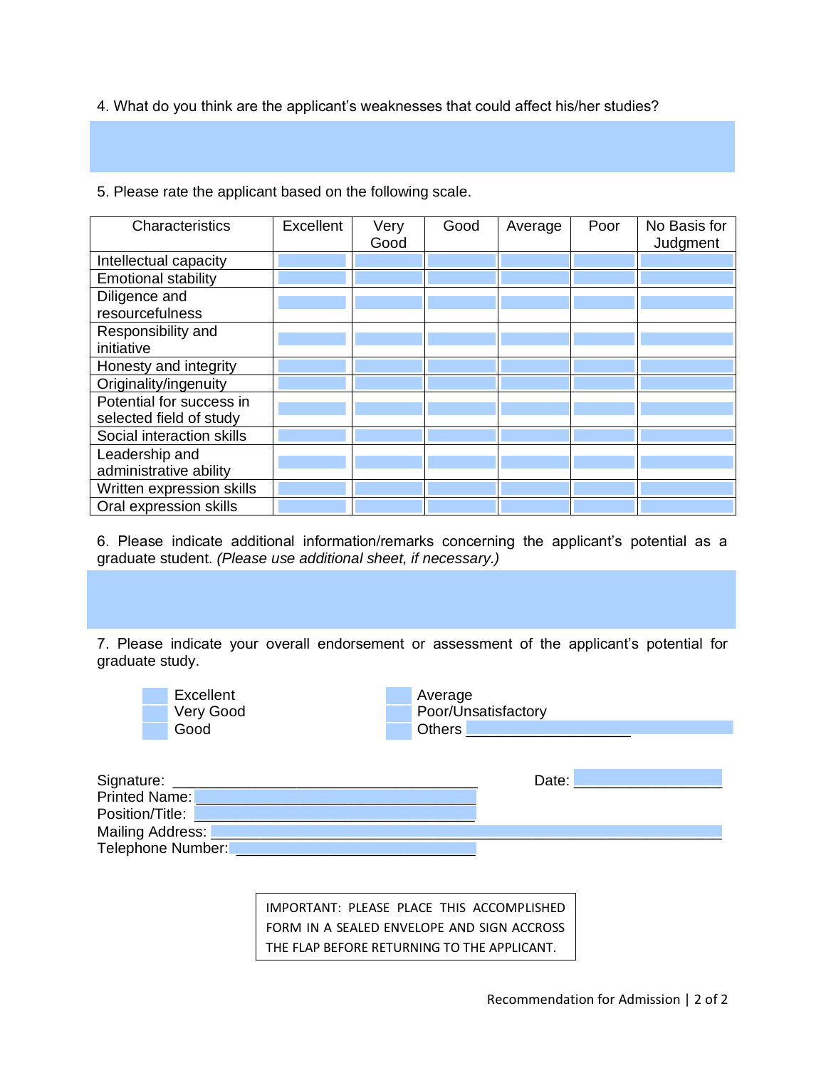4. What do you think are the applicant's weaknesses that could affect his/her studies?

5. Please rate the applicant based on the following scale.

| Characteristics | Excellent | Very Good | Good | Average | Poor | No Basis for Judgment |
|---|---|---|---|---|---|---|
| Intellectual capacity | | | | | | |
| Emotional stability | | | | | | |
| Diligence and resourcefulness | | | | | | |
| Responsibility and initiative | | | | | | |
| Honesty and integrity | | | | | | |
| Originality/ingenuity | | | | | | |
| Potential for success in selected field of study | | | | | | |
| Social interaction skills | | | | | | |
| Leadership and administrative ability | | | | | | |
| Written expression skills | | | | | | |
| Oral expression skills | | | | | | |

6. Please indicate additional information/remarks concerning the applicant's potential as a graduate student. *(Please use additional sheet, if necessary.)*

7. Please indicate your overall endorsement or assessment of the applicant's potential for graduate study.

- Excellent
- Very Good
- Good
- Average
- Poor/Unsatisfactory
- Others ____________________

Signature: ____________________________________ Date: __________________

Printed Name: ____________________________________

Position/Title: ____________________________________

Mailing Address: ____________________________________________________________

Telephone Number: ______________________________

IMPORTANT: PLEASE PLACE THIS ACCOMPLISHED FORM IN A SEALED ENVELOPE AND SIGN ACCROSS THE FLAP BEFORE RETURNING TO THE APPLICANT.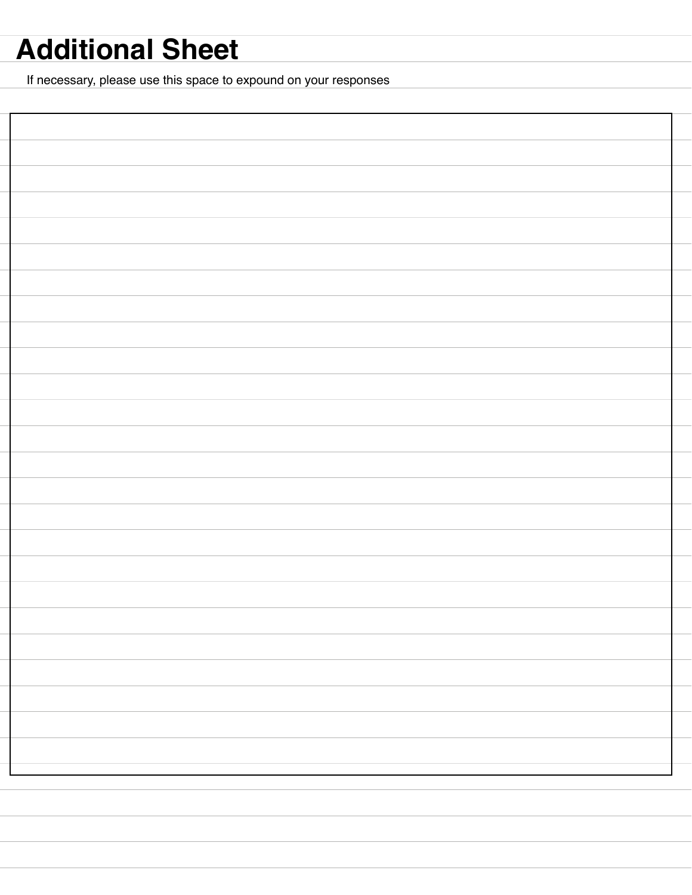# Additional Sheet

If necessary, please use this space to expound on your responses